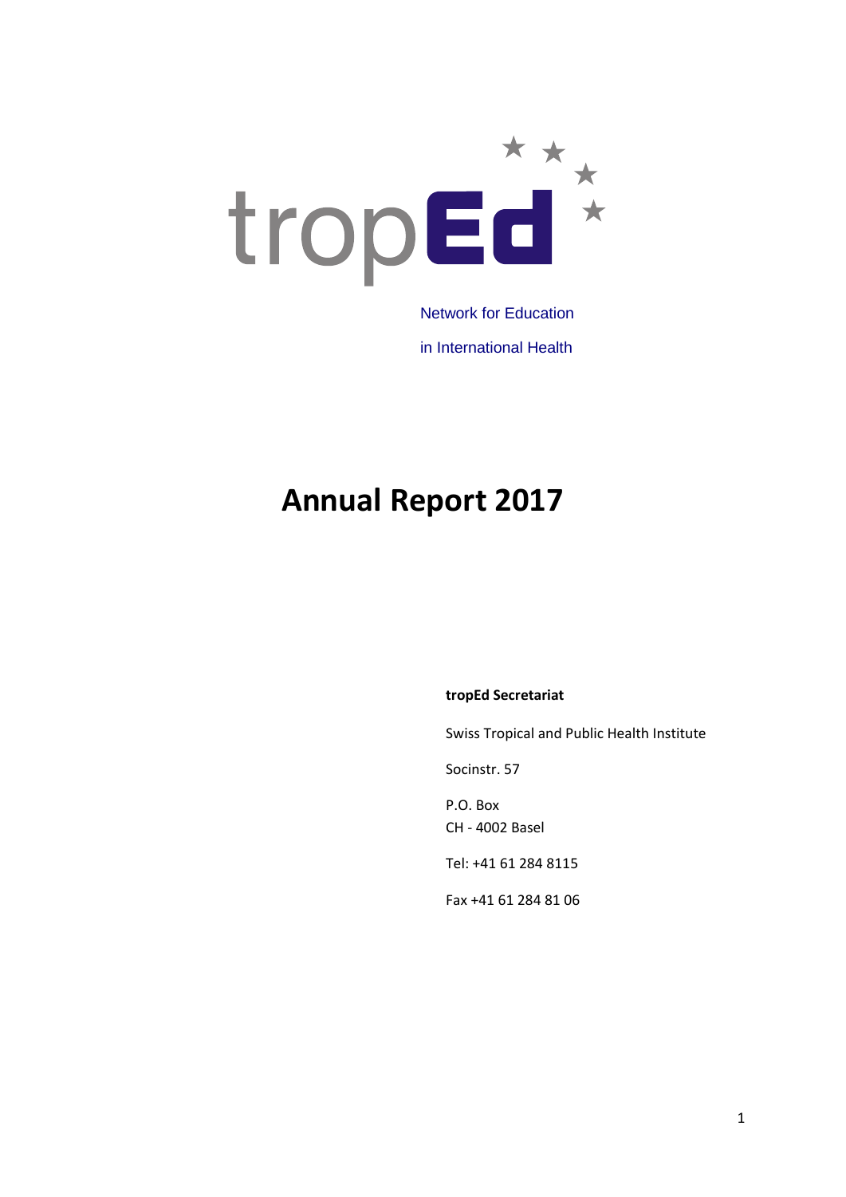tropEd

Network for Education

in International Health

# Annual Report 2017

**tropEd Secretariat**

Swiss Tropical and Public Health Institute

Socinstr. 57

P.O. Box
CH - 4002 Basel

Tel: +41 61 284 8115

Fax +41 61 284 81 06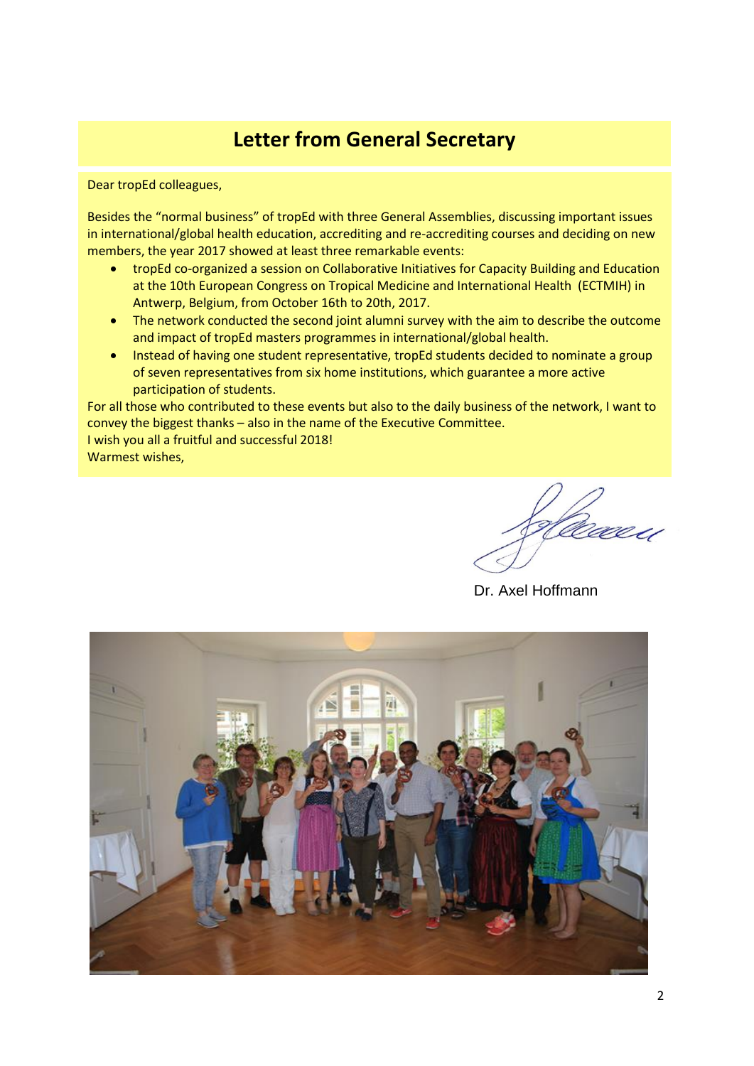# Letter from General Secretary

Dear tropEd colleagues,

Besides the "normal business" of tropEd with three General Assemblies, discussing important issues in international/global health education, accrediting and re-accrediting courses and deciding on new members, the year 2017 showed at least three remarkable events:

- tropEd co-organized a session on Collaborative Initiatives for Capacity Building and Education at the 10th European Congress on Tropical Medicine and International Health (ECTMIH) in Antwerp, Belgium, from October 16th to 20th, 2017.
- The network conducted the second joint alumni survey with the aim to describe the outcome and impact of tropEd masters programmes in international/global health.
- Instead of having one student representative, tropEd students decided to nominate a group of seven representatives from six home institutions, which guarantee a more active participation of students.

For all those who contributed to these events but also to the daily business of the network, I want to convey the biggest thanks – also in the name of the Executive Committee.

I wish you all a fruitful and successful 2018!

Warmest wishes,

Dr. Axel Hoffmann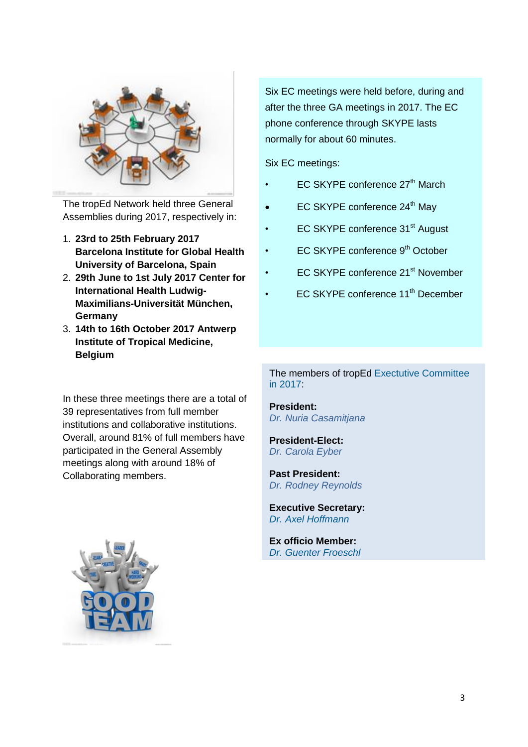The tropEd Network held three General Assemblies during 2017, respectively in:

1. **23rd to 25th February 2017 Barcelona Institute for Global Health University of Barcelona, Spain**
2. **29th June to 1st July 2017 Center for International Health Ludwig-Maximilians-Universität München, Germany**
3. **14th to 16th October 2017 Antwerp Institute of Tropical Medicine, Belgium**

In these three meetings there are a total of 39 representatives from full member institutions and collaborative institutions. Overall, around 81% of full members have participated in the General Assembly meetings along with around 18% of Collaborating members.

Six EC meetings were held before, during and after the three GA meetings in 2017. The EC phone conference through SKYPE lasts normally for about 60 minutes.

Six EC meetings:

- EC SKYPE conference 27th March
- EC SKYPE conference 24th May
- EC SKYPE conference 31st August
- EC SKYPE conference 9th October
- EC SKYPE conference 21st November
- EC SKYPE conference 11th December

The members of tropEd Exectutive Committee in 2017:

**President:**
*Dr. Nuria Casamitjana*

**President-Elect:**
*Dr. Carola Eyber*

**Past President:**
*Dr. Rodney Reynolds*

**Executive Secretary:**
*Dr. Axel Hoffmann*

**Ex officio Member:**
*Dr. Guenter Froeschl*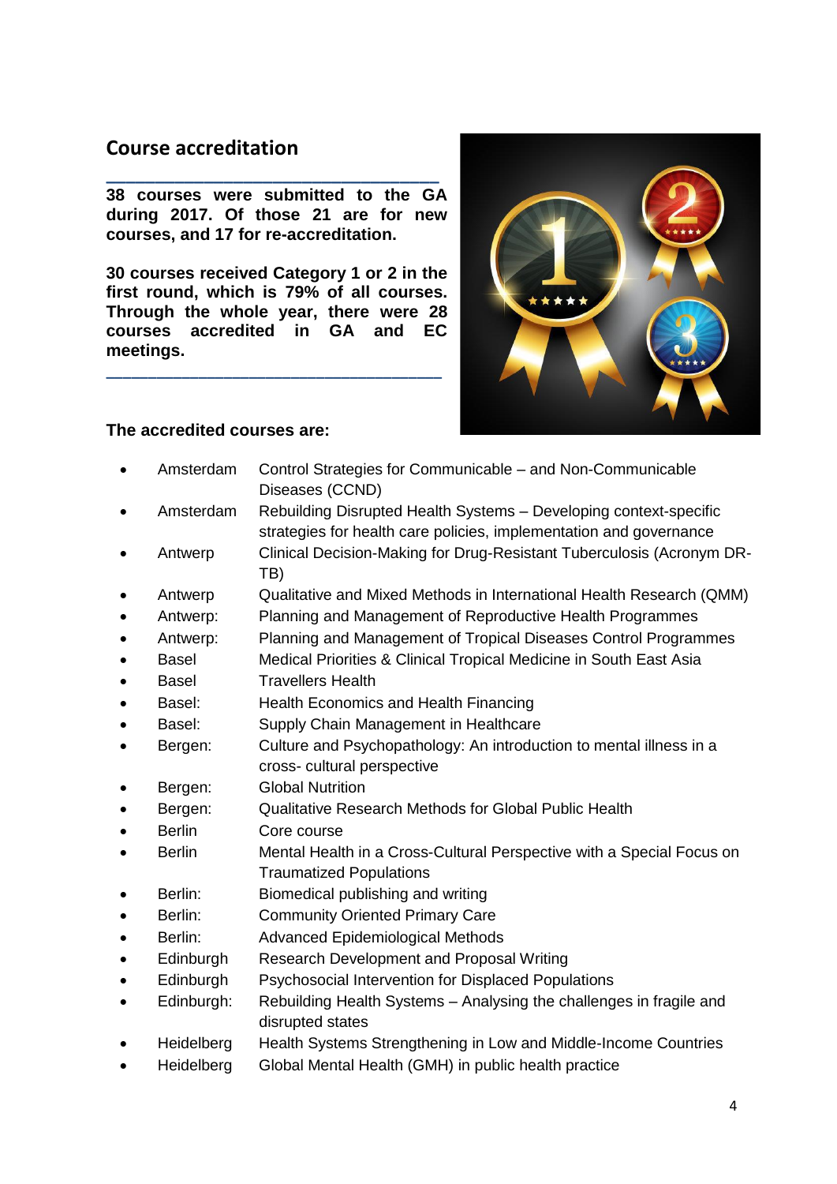## Course accreditation

**38 courses were submitted to the GA during 2017. Of those 21 are for new courses, and 17 for re-accreditation.**

**30 courses received Category 1 or 2 in the first round, which is 79% of all courses. Through the whole year, there were 28 courses accredited in GA and EC meetings.**

**The accredited courses are:**

- Amsterdam — Control Strategies for Communicable – and Non-Communicable Diseases (CCND)
- Amsterdam — Rebuilding Disrupted Health Systems – Developing context-specific strategies for health care policies, implementation and governance
- Antwerp — Clinical Decision-Making for Drug-Resistant Tuberculosis (Acronym DR-TB)
- Antwerp — Qualitative and Mixed Methods in International Health Research (QMM)
- Antwerp: — Planning and Management of Reproductive Health Programmes
- Antwerp: — Planning and Management of Tropical Diseases Control Programmes
- Basel — Medical Priorities & Clinical Tropical Medicine in South East Asia
- Basel — Travellers Health
- Basel: — Health Economics and Health Financing
- Basel: — Supply Chain Management in Healthcare
- Bergen: — Culture and Psychopathology: An introduction to mental illness in a cross- cultural perspective
- Bergen: — Global Nutrition
- Bergen: — Qualitative Research Methods for Global Public Health
- Berlin — Core course
- Berlin — Mental Health in a Cross-Cultural Perspective with a Special Focus on Traumatized Populations
- Berlin: — Biomedical publishing and writing
- Berlin: — Community Oriented Primary Care
- Berlin: — Advanced Epidemiological Methods
- Edinburgh — Research Development and Proposal Writing
- Edinburgh — Psychosocial Intervention for Displaced Populations
- Edinburgh: — Rebuilding Health Systems – Analysing the challenges in fragile and disrupted states
- Heidelberg — Health Systems Strengthening in Low and Middle-Income Countries
- Heidelberg — Global Mental Health (GMH) in public health practice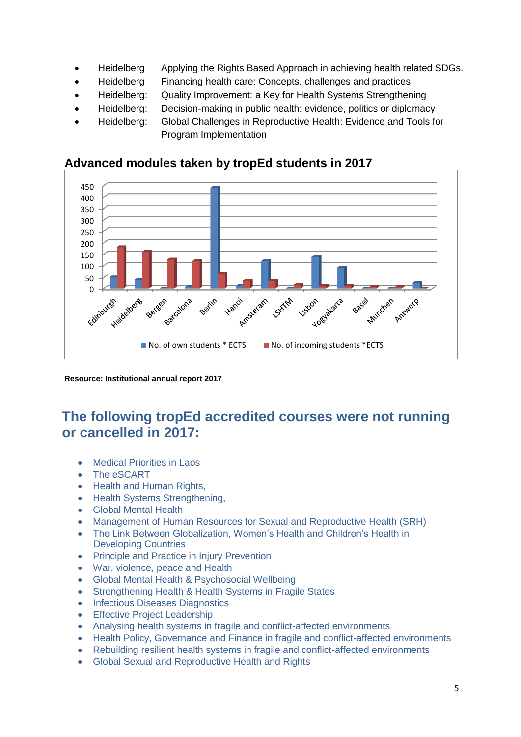- Heidelberg Applying the Rights Based Approach in achieving health related SDGs.
- Heidelberg Financing health care: Concepts, challenges and practices
- Heidelberg: Quality Improvement: a Key for Health Systems Strengthening
- Heidelberg: Decision-making in public health: evidence, politics or diplomacy
- Heidelberg: Global Challenges in Reproductive Health: Evidence and Tools for Program Implementation

### Advanced modules taken by tropEd students in 2017

**Resource: Institutional annual report 2017**

## The following tropEd accredited courses were not running or cancelled in 2017:

- Medical Priorities in Laos
- The eSCART
- Health and Human Rights,
- Health Systems Strengthening,
- Global Mental Health
- Management of Human Resources for Sexual and Reproductive Health (SRH)
- The Link Between Globalization, Women's Health and Children's Health in Developing Countries
- Principle and Practice in Injury Prevention
- War, violence, peace and Health
- Global Mental Health & Psychosocial Wellbeing
- Strengthening Health & Health Systems in Fragile States
- Infectious Diseases Diagnostics
- Effective Project Leadership
- Analysing health systems in fragile and conflict-affected environments
- Health Policy, Governance and Finance in fragile and conflict-affected environments
- Rebuilding resilient health systems in fragile and conflict-affected environments
- Global Sexual and Reproductive Health and Rights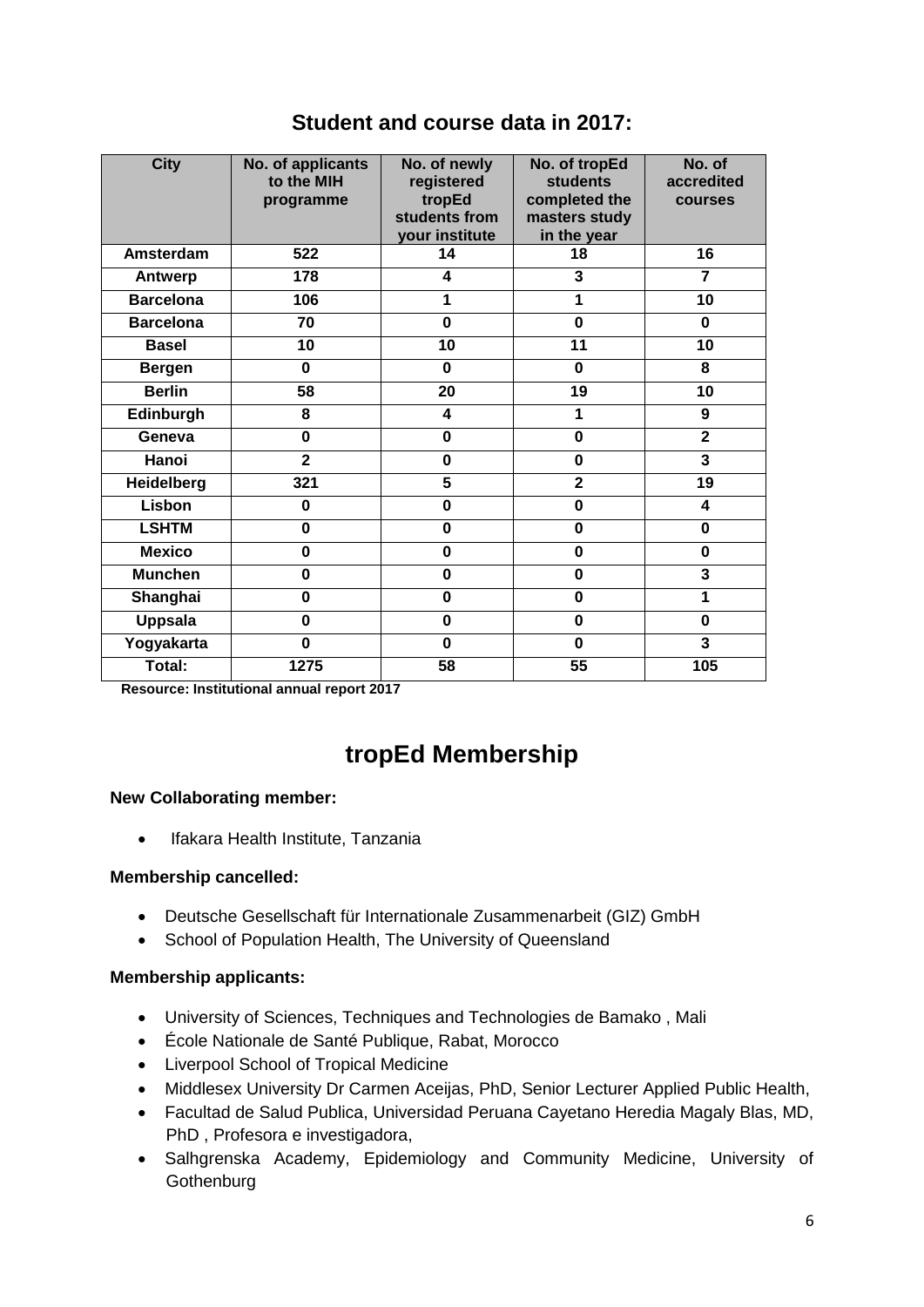## Student and course data in 2017:

| City | No. of applicants to the MIH programme | No. of newly registered tropEd students from your institute | No. of tropEd students completed the masters study in the year | No. of accredited courses |
|---|---|---|---|---|
| **Amsterdam** | 522 | 14 | 18 | 16 |
| **Antwerp** | 178 | 4 | 3 | 7 |
| **Barcelona** | 106 | 1 | 1 | 10 |
| **Barcelona** | 70 | 0 | 0 | 0 |
| **Basel** | 10 | 10 | 11 | 10 |
| **Bergen** | 0 | 0 | 0 | 8 |
| **Berlin** | 58 | 20 | 19 | 10 |
| **Edinburgh** | 8 | 4 | 1 | 9 |
| **Geneva** | 0 | 0 | 0 | 2 |
| **Hanoi** | 2 | 0 | 0 | 3 |
| **Heidelberg** | 321 | 5 | 2 | 19 |
| **Lisbon** | 0 | 0 | 0 | 4 |
| **LSHTM** | 0 | 0 | 0 | 0 |
| **Mexico** | 0 | 0 | 0 | 0 |
| **Munchen** | 0 | 0 | 0 | 3 |
| **Shanghai** | 0 | 0 | 0 | 1 |
| **Uppsala** | 0 | 0 | 0 | 0 |
| **Yogyakarta** | 0 | 0 | 0 | 3 |
| **Total:** | 1275 | 58 | 55 | 105 |

**Resource: Institutional annual report 2017**

# tropEd Membership

**New Collaborating member:**

- Ifakara Health Institute, Tanzania

**Membership cancelled:**

- Deutsche Gesellschaft für Internationale Zusammenarbeit (GIZ) GmbH
- School of Population Health, The University of Queensland

**Membership applicants:**

- University of Sciences, Techniques and Technologies de Bamako , Mali
- École Nationale de Santé Publique, Rabat, Morocco
- Liverpool School of Tropical Medicine
- Middlesex University Dr Carmen Aceijas, PhD, Senior Lecturer Applied Public Health,
- Facultad de Salud Publica, Universidad Peruana Cayetano Heredia Magaly Blas, MD, PhD , Profesora e investigadora,
- Salhgrenska Academy, Epidemiology and Community Medicine, University of Gothenburg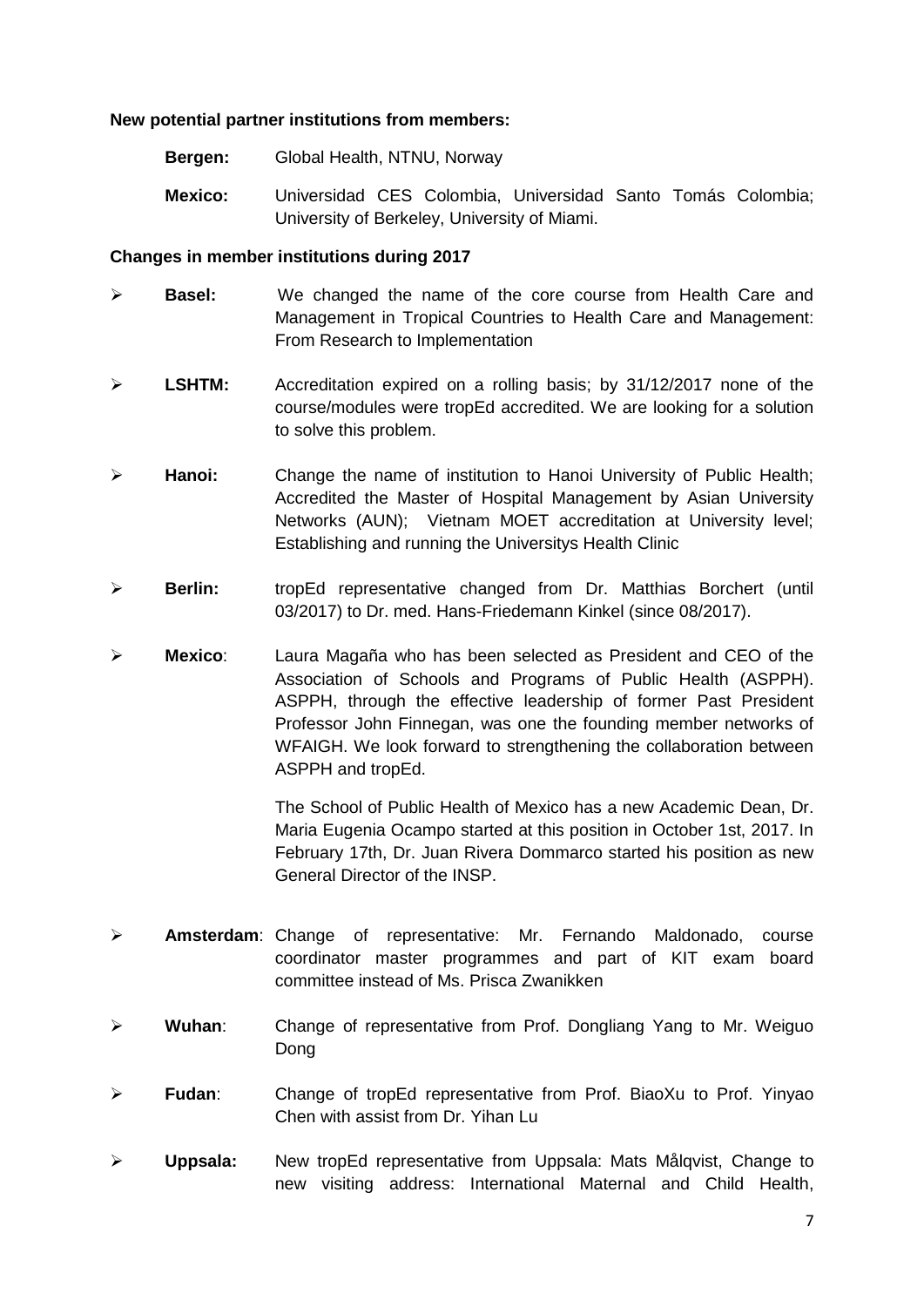**New potential partner institutions from members:**

**Bergen:** Global Health, NTNU, Norway

**Mexico:** Universidad CES Colombia, Universidad Santo Tomás Colombia; University of Berkeley, University of Miami.

**Changes in member institutions during 2017**

- **Basel:** We changed the name of the core course from Health Care and Management in Tropical Countries to Health Care and Management: From Research to Implementation
- **LSHTM:** Accreditation expired on a rolling basis; by 31/12/2017 none of the course/modules were tropEd accredited. We are looking for a solution to solve this problem.
- **Hanoi:** Change the name of institution to Hanoi University of Public Health; Accredited the Master of Hospital Management by Asian University Networks (AUN); Vietnam MOET accreditation at University level; Establishing and running the Universitys Health Clinic
- **Berlin:** tropEd representative changed from Dr. Matthias Borchert (until 03/2017) to Dr. med. Hans-Friedemann Kinkel (since 08/2017).
- **Mexico**: Laura Magaña who has been selected as President and CEO of the Association of Schools and Programs of Public Health (ASPPH). ASPPH, through the effective leadership of former Past President Professor John Finnegan, was one the founding member networks of WFAIGH. We look forward to strengthening the collaboration between ASPPH and tropEd.

  The School of Public Health of Mexico has a new Academic Dean, Dr. Maria Eugenia Ocampo started at this position in October 1st, 2017. In February 17th, Dr. Juan Rivera Dommarco started his position as new General Director of the INSP.

- **Amsterdam**: Change of representative: Mr. Fernando Maldonado, course coordinator master programmes and part of KIT exam board committee instead of Ms. Prisca Zwanikken
- **Wuhan**: Change of representative from Prof. Dongliang Yang to Mr. Weiguo Dong
- **Fudan**: Change of tropEd representative from Prof. BiaoXu to Prof. Yinyao Chen with assist from Dr. Yihan Lu
- **Uppsala:** New tropEd representative from Uppsala: Mats Målqvist, Change to new visiting address: International Maternal and Child Health,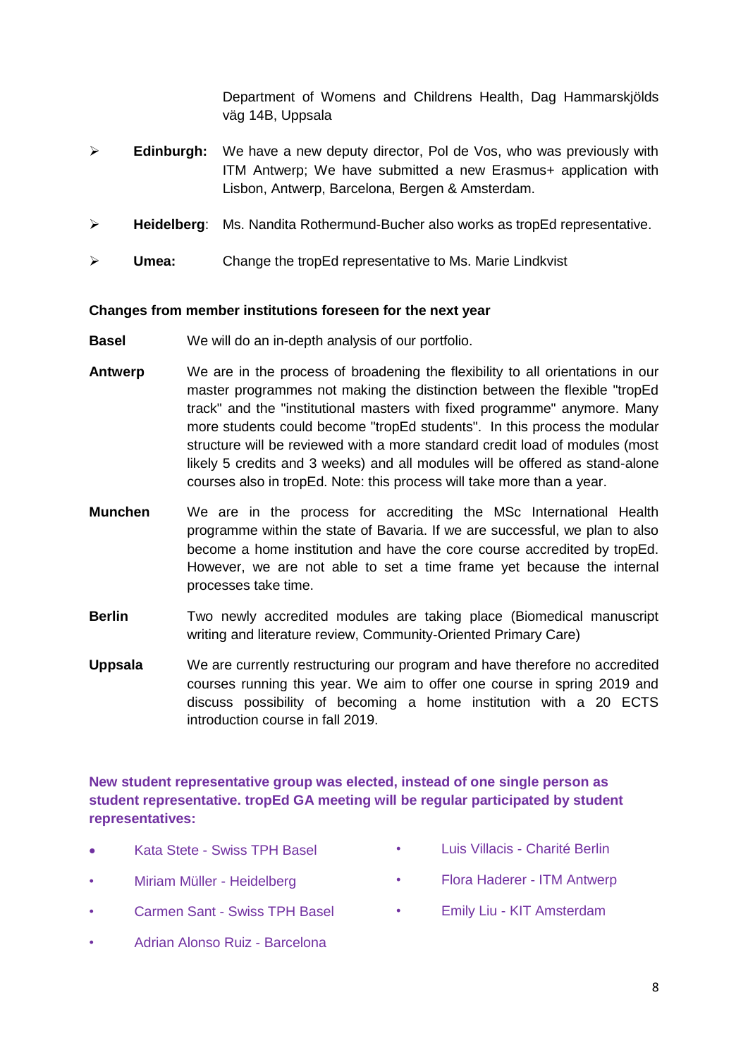Department of Womens and Childrens Health, Dag Hammarskjölds väg 14B, Uppsala

- **Edinburgh:** We have a new deputy director, Pol de Vos, who was previously with ITM Antwerp; We have submitted a new Erasmus+ application with Lisbon, Antwerp, Barcelona, Bergen & Amsterdam.
- **Heidelberg**: Ms. Nandita Rothermund-Bucher also works as tropEd representative.
- **Umea:** Change the tropEd representative to Ms. Marie Lindkvist

**Changes from member institutions foreseen for the next year**

**Basel** We will do an in-depth analysis of our portfolio.

**Antwerp** We are in the process of broadening the flexibility to all orientations in our master programmes not making the distinction between the flexible "tropEd track" and the "institutional masters with fixed programme" anymore. Many more students could become "tropEd students". In this process the modular structure will be reviewed with a more standard credit load of modules (most likely 5 credits and 3 weeks) and all modules will be offered as stand-alone courses also in tropEd. Note: this process will take more than a year.

**Munchen** We are in the process for accrediting the MSc International Health programme within the state of Bavaria. If we are successful, we plan to also become a home institution and have the core course accredited by tropEd. However, we are not able to set a time frame yet because the internal processes take time.

**Berlin** Two newly accredited modules are taking place (Biomedical manuscript writing and literature review, Community-Oriented Primary Care)

**Uppsala** We are currently restructuring our program and have therefore no accredited courses running this year. We aim to offer one course in spring 2019 and discuss possibility of becoming a home institution with a 20 ECTS introduction course in fall 2019.

**New student representative group was elected, instead of one single person as student representative. tropEd GA meeting will be regular participated by student representatives:**

- Kata Stete - Swiss TPH Basel
- Miriam Müller - Heidelberg
- Carmen Sant - Swiss TPH Basel
- Adrian Alonso Ruiz - Barcelona
- Luis Villacis - Charité Berlin
- Flora Haderer - ITM Antwerp
- Emily Liu - KIT Amsterdam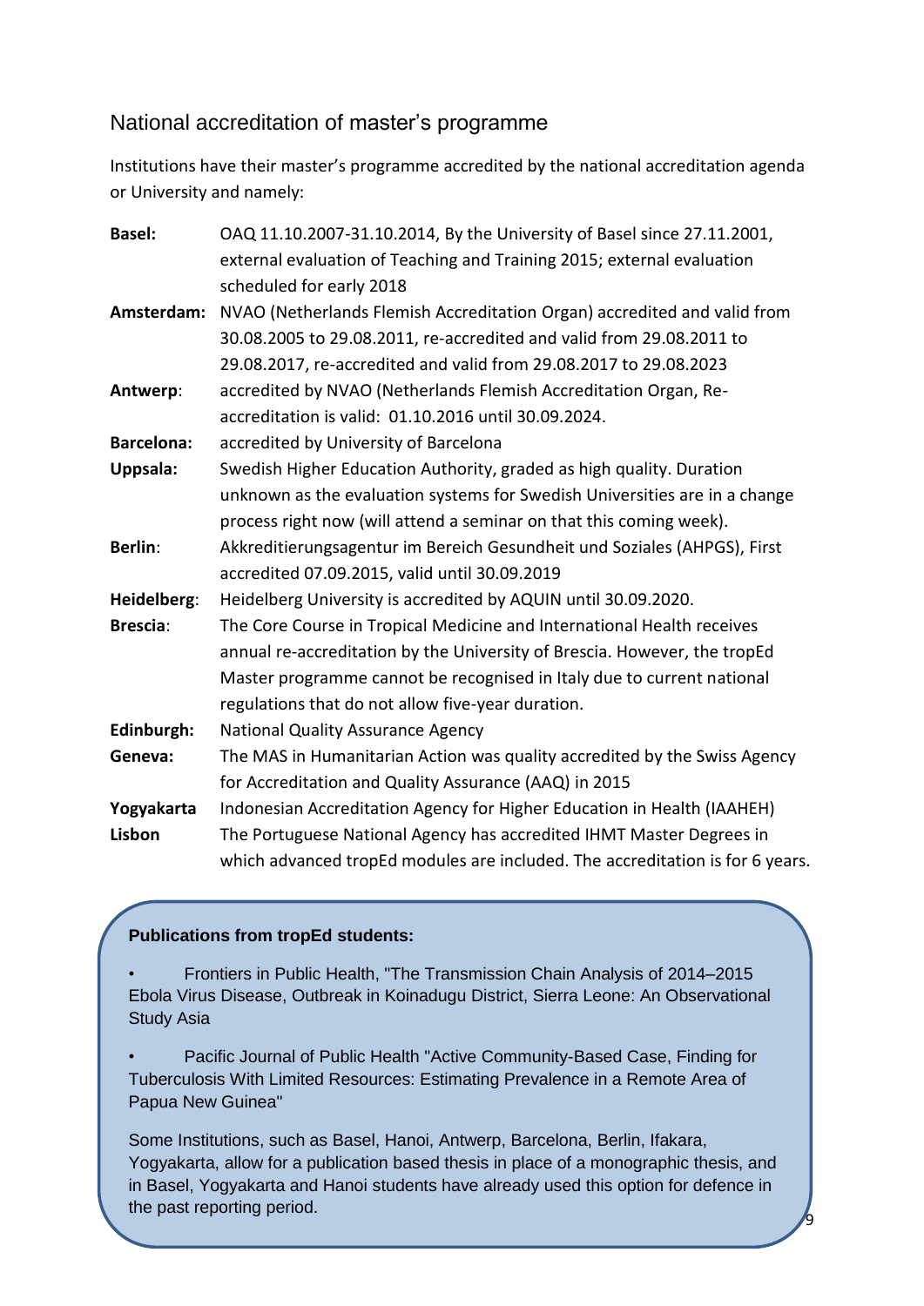## National accreditation of master's programme

Institutions have their master's programme accredited by the national accreditation agenda or University and namely:

**Basel:** OAQ 11.10.2007-31.10.2014, By the University of Basel since 27.11.2001, external evaluation of Teaching and Training 2015; external evaluation scheduled for early 2018

**Amsterdam:** NVAO (Netherlands Flemish Accreditation Organ) accredited and valid from 30.08.2005 to 29.08.2011, re-accredited and valid from 29.08.2011 to 29.08.2017, re-accredited and valid from 29.08.2017 to 29.08.2023

**Antwerp**: accredited by NVAO (Netherlands Flemish Accreditation Organ, Re-accreditation is valid: 01.10.2016 until 30.09.2024.

**Barcelona:** accredited by University of Barcelona

**Uppsala:** Swedish Higher Education Authority, graded as high quality. Duration unknown as the evaluation systems for Swedish Universities are in a change process right now (will attend a seminar on that this coming week).

**Berlin**: Akkreditierungsagentur im Bereich Gesundheit und Soziales (AHPGS), First accredited 07.09.2015, valid until 30.09.2019

**Heidelberg**: Heidelberg University is accredited by AQUIN until 30.09.2020.

**Brescia**: The Core Course in Tropical Medicine and International Health receives annual re-accreditation by the University of Brescia. However, the tropEd Master programme cannot be recognised in Italy due to current national regulations that do not allow five-year duration.

**Edinburgh:** National Quality Assurance Agency

**Geneva:** The MAS in Humanitarian Action was quality accredited by the Swiss Agency for Accreditation and Quality Assurance (AAQ) in 2015

**Yogyakarta** Indonesian Accreditation Agency for Higher Education in Health (IAAHEH)

**Lisbon** The Portuguese National Agency has accredited IHMT Master Degrees in which advanced tropEd modules are included. The accreditation is for 6 years.

**Publications from tropEd students:**

- Frontiers in Public Health, "The Transmission Chain Analysis of 2014–2015 Ebola Virus Disease, Outbreak in Koinadugu District, Sierra Leone: An Observational Study Asia
- Pacific Journal of Public Health "Active Community-Based Case, Finding for Tuberculosis With Limited Resources: Estimating Prevalence in a Remote Area of Papua New Guinea"

Some Institutions, such as Basel, Hanoi, Antwerp, Barcelona, Berlin, Ifakara, Yogyakarta, allow for a publication based thesis in place of a monographic thesis, and in Basel, Yogyakarta and Hanoi students have already used this option for defence in the past reporting period.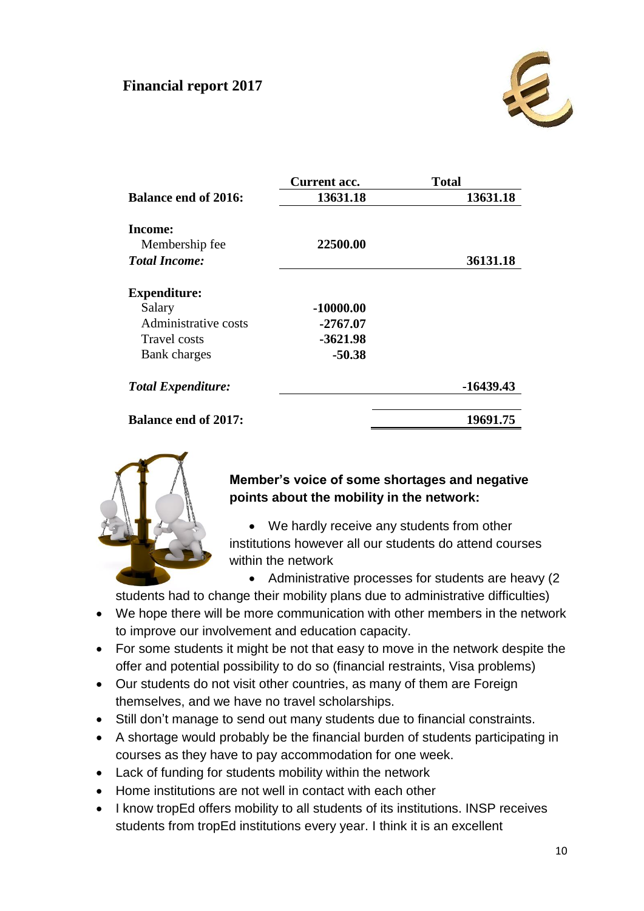## Financial report 2017

| | Current acc. | Total |
|---|---|---|
| **Balance end of 2016:** | **13631.18** | **13631.18** |
| **Income:** | | |
| Membership fee | **22500.00** | |
| ***Total Income:*** | | **36131.18** |
| **Expenditure:** | | |
| Salary | **-10000.00** | |
| Administrative costs | **-2767.07** | |
| Travel costs | **-3621.98** | |
| Bank charges | **-50.38** | |
| ***Total Expenditure:*** | | **-16439.43** |
| **Balance end of 2017:** | | **19691.75** |

**Member's voice of some shortages and negative points about the mobility in the network:**

- We hardly receive any students from other institutions however all our students do attend courses within the network
- Administrative processes for students are heavy (2 students had to change their mobility plans due to administrative difficulties)
- We hope there will be more communication with other members in the network to improve our involvement and education capacity.
- For some students it might be not that easy to move in the network despite the offer and potential possibility to do so (financial restraints, Visa problems)
- Our students do not visit other countries, as many of them are Foreign themselves, and we have no travel scholarships.
- Still don't manage to send out many students due to financial constraints.
- A shortage would probably be the financial burden of students participating in courses as they have to pay accommodation for one week.
- Lack of funding for students mobility within the network
- Home institutions are not well in contact with each other
- I know tropEd offers mobility to all students of its institutions. INSP receives students from tropEd institutions every year. I think it is an excellent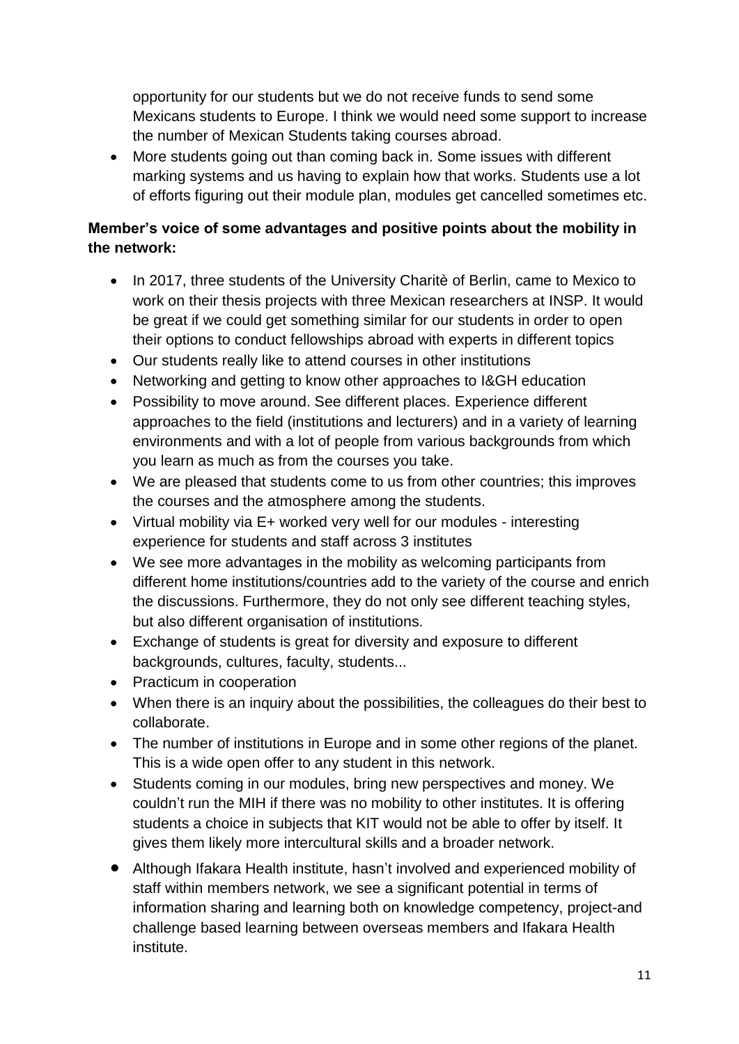opportunity for our students but we do not receive funds to send some Mexicans students to Europe. I think we would need some support to increase the number of Mexican Students taking courses abroad.

- More students going out than coming back in. Some issues with different marking systems and us having to explain how that works. Students use a lot of efforts figuring out their module plan, modules get cancelled sometimes etc.

**Member's voice of some advantages and positive points about the mobility in the network:**

- In 2017, three students of the University Charitè of Berlin, came to Mexico to work on their thesis projects with three Mexican researchers at INSP. It would be great if we could get something similar for our students in order to open their options to conduct fellowships abroad with experts in different topics
- Our students really like to attend courses in other institutions
- Networking and getting to know other approaches to I&GH education
- Possibility to move around. See different places. Experience different approaches to the field (institutions and lecturers) and in a variety of learning environments and with a lot of people from various backgrounds from which you learn as much as from the courses you take.
- We are pleased that students come to us from other countries; this improves the courses and the atmosphere among the students.
- Virtual mobility via E+ worked very well for our modules - interesting experience for students and staff across 3 institutes
- We see more advantages in the mobility as welcoming participants from different home institutions/countries add to the variety of the course and enrich the discussions. Furthermore, they do not only see different teaching styles, but also different organisation of institutions.
- Exchange of students is great for diversity and exposure to different backgrounds, cultures, faculty, students...
- Practicum in cooperation
- When there is an inquiry about the possibilities, the colleagues do their best to collaborate.
- The number of institutions in Europe and in some other regions of the planet. This is a wide open offer to any student in this network.
- Students coming in our modules, bring new perspectives and money. We couldn't run the MIH if there was no mobility to other institutes. It is offering students a choice in subjects that KIT would not be able to offer by itself. It gives them likely more intercultural skills and a broader network.
- Although Ifakara Health institute, hasn't involved and experienced mobility of staff within members network, we see a significant potential in terms of information sharing and learning both on knowledge competency, project-and challenge based learning between overseas members and Ifakara Health institute.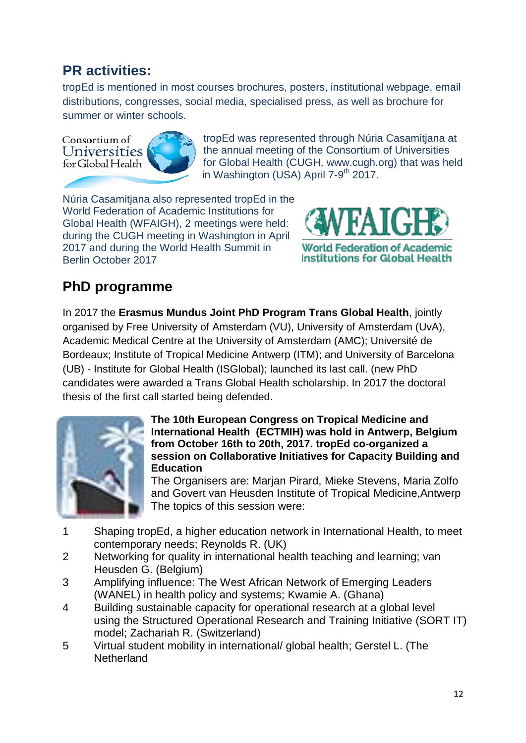## PR activities:

tropEd is mentioned in most courses brochures, posters, institutional webpage, email distributions, congresses, social media, specialised press, as well as brochure for summer or winter schools.

tropEd was represented through Núria Casamitjana at the annual meeting of the Consortium of Universities for Global Health (CUGH, www.cugh.org) that was held in Washington (USA) April 7-9th 2017.

Núria Casamitjana also represented tropEd in the World Federation of Academic Institutions for Global Health (WFAIGH), 2 meetings were held: during the CUGH meeting in Washington in April 2017 and during the World Health Summit in Berlin October 2017

## PhD programme

In 2017 the **Erasmus Mundus Joint PhD Program Trans Global Health**, jointly organised by Free University of Amsterdam (VU), University of Amsterdam (UvA), Academic Medical Centre at the University of Amsterdam (AMC); Université de Bordeaux; Institute of Tropical Medicine Antwerp (ITM); and University of Barcelona (UB) - Institute for Global Health (ISGlobal); launched its last call. (new PhD candidates were awarded a Trans Global Health scholarship. In 2017 the doctoral thesis of the first call started being defended.

**The 10th European Congress on Tropical Medicine and International Health (ECTMIH) was hold in Antwerp, Belgium from October 16th to 20th, 2017. tropEd co-organized a session on Collaborative Initiatives for Capacity Building and Education**

The Organisers are: Marjan Pirard, Mieke Stevens, Maria Zolfo and Govert van Heusden Institute of Tropical Medicine,Antwerp

The topics of this session were:

1. Shaping tropEd, a higher education network in International Health, to meet contemporary needs; Reynolds R. (UK)
2. Networking for quality in international health teaching and learning; van Heusden G. (Belgium)
3. Amplifying influence: The West African Network of Emerging Leaders (WANEL) in health policy and systems; Kwamie A. (Ghana)
4. Building sustainable capacity for operational research at a global level using the Structured Operational Research and Training Initiative (SORT IT) model; Zachariah R. (Switzerland)
5. Virtual student mobility in international/ global health; Gerstel L. (The Netherland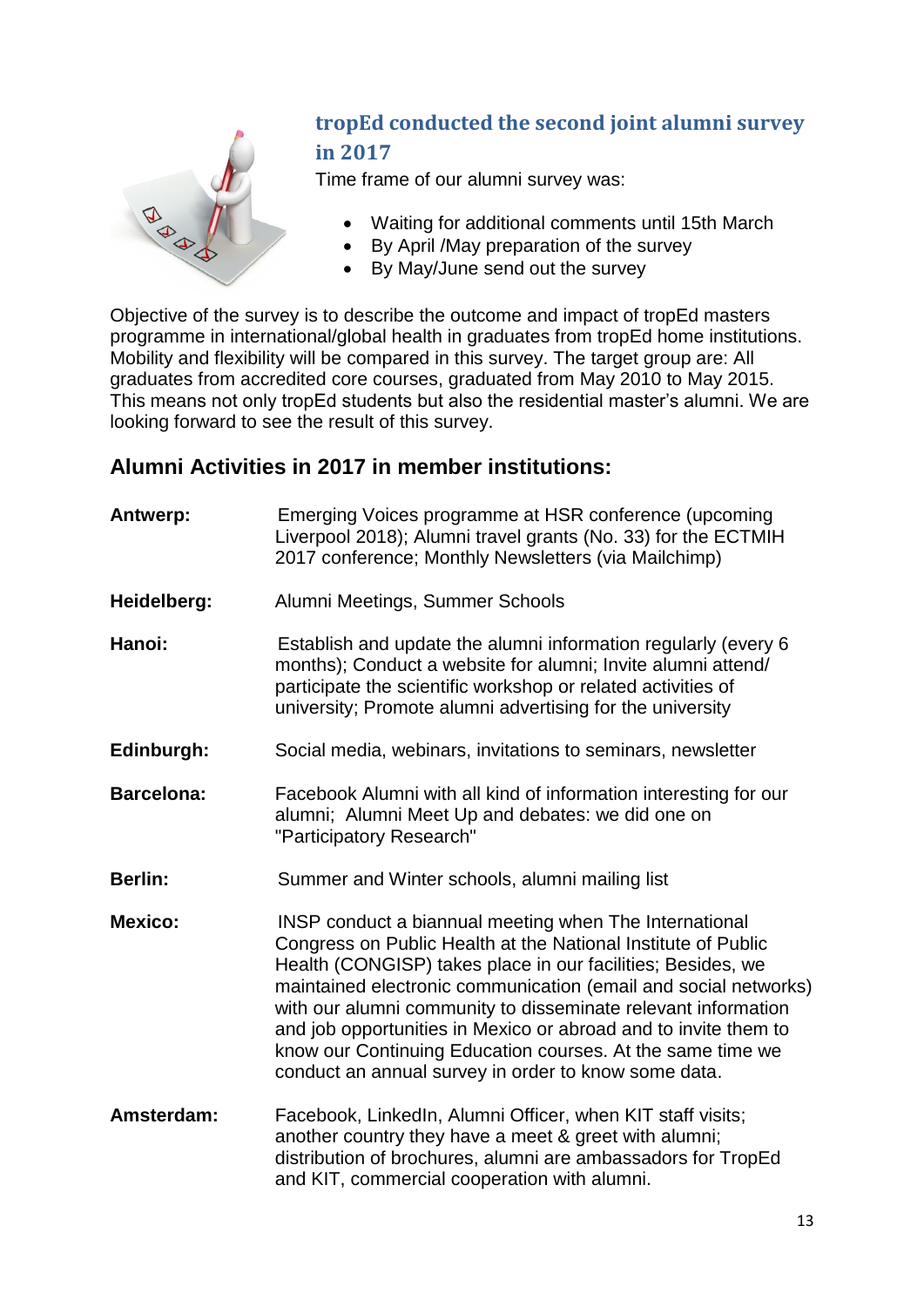## tropEd conducted the second joint alumni survey in 2017

Time frame of our alumni survey was:

- Waiting for additional comments until 15th March
- By April /May preparation of the survey
- By May/June send out the survey

Objective of the survey is to describe the outcome and impact of tropEd masters programme in international/global health in graduates from tropEd home institutions. Mobility and flexibility will be compared in this survey. The target group are: All graduates from accredited core courses, graduated from May 2010 to May 2015. This means not only tropEd students but also the residential master's alumni. We are looking forward to see the result of this survey.

## Alumni Activities in 2017 in member institutions:

**Antwerp:** Emerging Voices programme at HSR conference (upcoming Liverpool 2018); Alumni travel grants (No. 33) for the ECTMIH 2017 conference; Monthly Newsletters (via Mailchimp)

**Heidelberg:** Alumni Meetings, Summer Schools

**Hanoi:** Establish and update the alumni information regularly (every 6 months); Conduct a website for alumni; Invite alumni attend/ participate the scientific workshop or related activities of university; Promote alumni advertising for the university

**Edinburgh:** Social media, webinars, invitations to seminars, newsletter

**Barcelona:** Facebook Alumni with all kind of information interesting for our alumni; Alumni Meet Up and debates: we did one on "Participatory Research"

**Berlin:** Summer and Winter schools, alumni mailing list

**Mexico:** INSP conduct a biannual meeting when The International Congress on Public Health at the National Institute of Public Health (CONGISP) takes place in our facilities; Besides, we maintained electronic communication (email and social networks) with our alumni community to disseminate relevant information and job opportunities in Mexico or abroad and to invite them to know our Continuing Education courses. At the same time we conduct an annual survey in order to know some data.

**Amsterdam:** Facebook, LinkedIn, Alumni Officer, when KIT staff visits; another country they have a meet & greet with alumni; distribution of brochures, alumni are ambassadors for TropEd and KIT, commercial cooperation with alumni.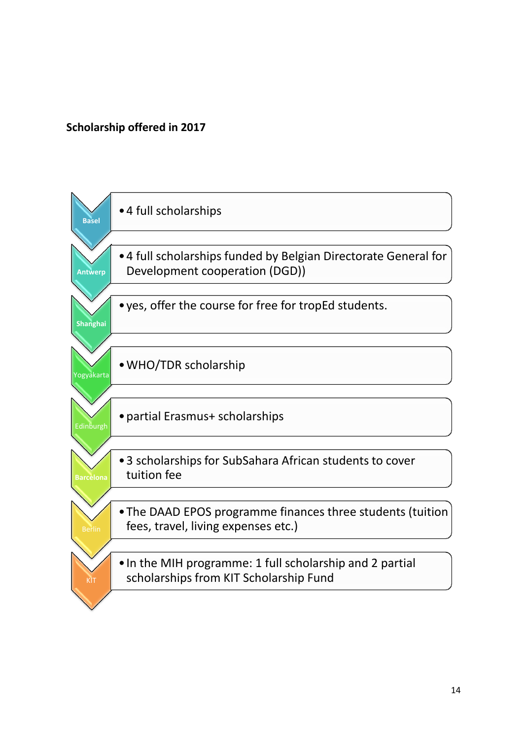**Scholarship offered in 2017**

- **Basel**
  - 4 full scholarships
- **Antwerp**
  - 4 full scholarships funded by Belgian Directorate General for Development cooperation (DGD))
- **Shanghai**
  - yes, offer the course for free for tropEd students.
- **Yogyakarta**
  - WHO/TDR scholarship
- **Edinburgh**
  - partial Erasmus+ scholarships
- **Barcelona**
  - 3 scholarships for SubSahara African students to cover tuition fee
- **Berlin**
  - The DAAD EPOS programme finances three students (tuition fees, travel, living expenses etc.)
- **KIT**
  - In the MIH programme: 1 full scholarship and 2 partial scholarships from KIT Scholarship Fund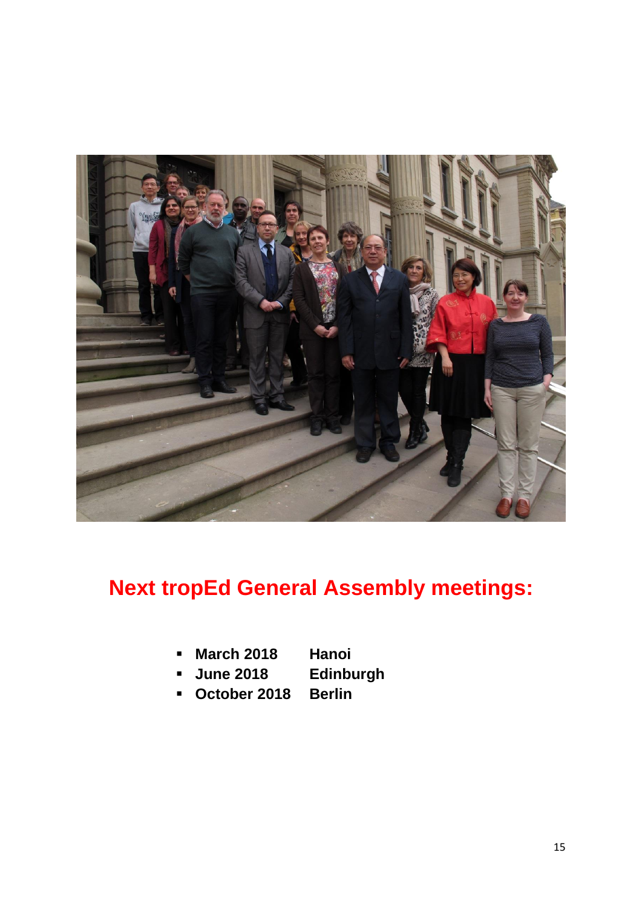## Next tropEd General Assembly meetings:

- **March 2018 Hanoi**
- **June 2018 Edinburgh**
- **October 2018 Berlin**